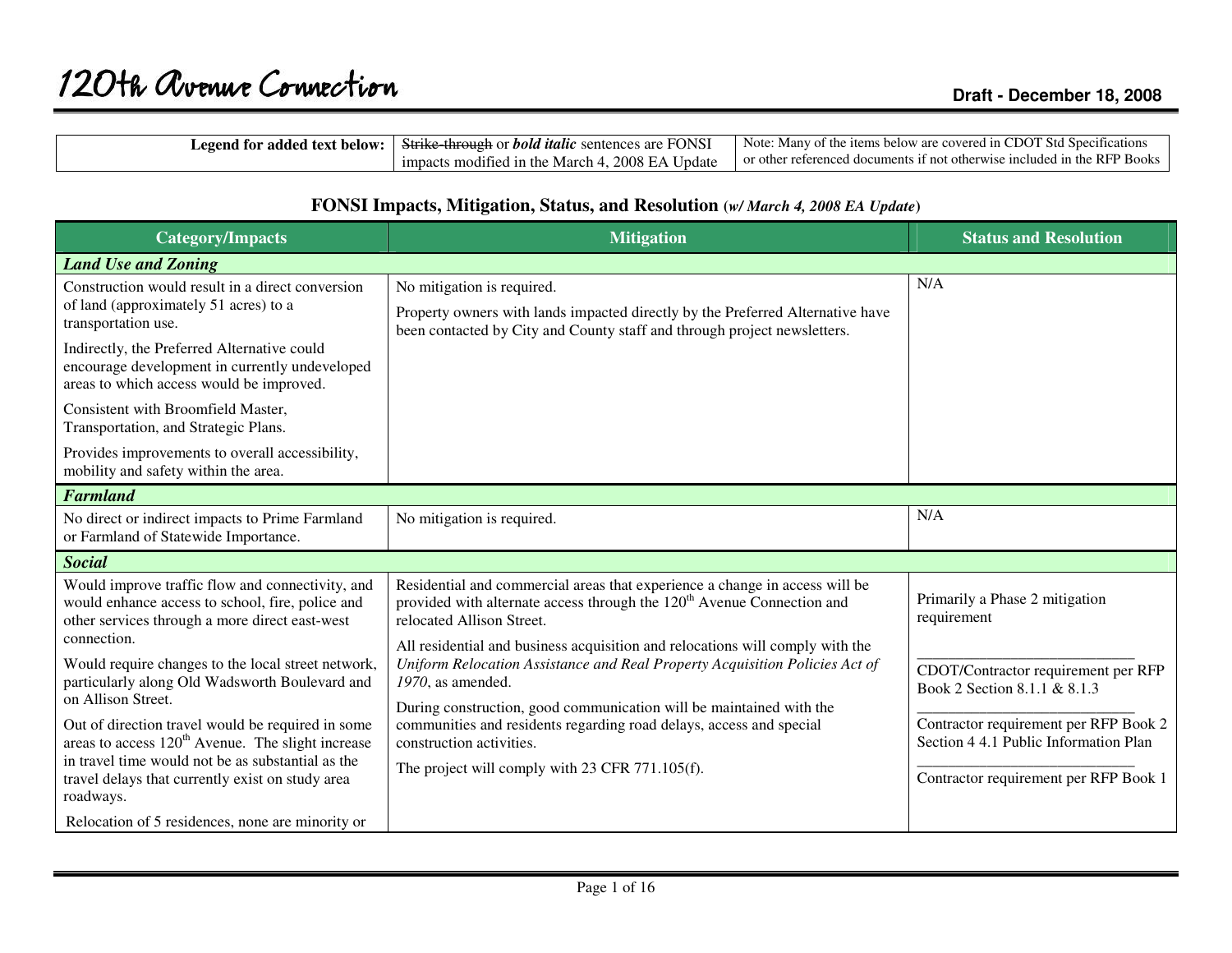# 120th Avenue Connection

**Draft - December 18, 2008**

| Legend for added text below: | ~~Strike-through~~ or ***bold italic*** sentences are FONSI impacts modified in the March 4, 2008 EA Update | Note: Many of the items below are covered in CDOT Std Specifications or other referenced documents if not otherwise included in the RFP Books |
|---|---|---|

## FONSI Impacts, Mitigation, Status, and Resolution (*w/ March 4, 2008 EA Update*)

| Category/Impacts | Mitigation | Status and Resolution |
|---|---|---|
| ***Land Use and Zoning*** | | |
| Construction would result in a direct conversion of land (approximately 51 acres) to a transportation use.<br><br>Indirectly, the Preferred Alternative could encourage development in currently undeveloped areas to which access would be improved.<br><br>Consistent with Broomfield Master, Transportation, and Strategic Plans.<br><br>Provides improvements to overall accessibility, mobility and safety within the area. | No mitigation is required.<br><br>Property owners with lands impacted directly by the Preferred Alternative have been contacted by City and County staff and through project newsletters. | N/A |
| ***Farmland*** | | |
| No direct or indirect impacts to Prime Farmland or Farmland of Statewide Importance. | No mitigation is required. | N/A |
| ***Social*** | | |
| Would improve traffic flow and connectivity, and would enhance access to school, fire, police and other services through a more direct east-west connection.<br><br>Would require changes to the local street network, particularly along Old Wadsworth Boulevard and on Allison Street.<br><br>Out of direction travel would be required in some areas to access 120th Avenue. The slight increase in travel time would not be as substantial as the travel delays that currently exist on study area roadways.<br><br>Relocation of 5 residences, none are minority or | Residential and commercial areas that experience a change in access will be provided with alternate access through the 120th Avenue Connection and relocated Allison Street.<br><br>All residential and business acquisition and relocations will comply with the *Uniform Relocation Assistance and Real Property Acquisition Policies Act of 1970*, as amended.<br><br>During construction, good communication will be maintained with the communities and residents regarding road delays, access and special construction activities.<br><br>The project will comply with 23 CFR 771.105(f). | Primarily a Phase 2 mitigation requirement<br><br>CDOT/Contractor requirement per RFP Book 2 Section 8.1.1 & 8.1.3<br><br>Contractor requirement per RFP Book 2 Section 4 4.1 Public Information Plan<br><br>Contractor requirement per RFP Book 1 |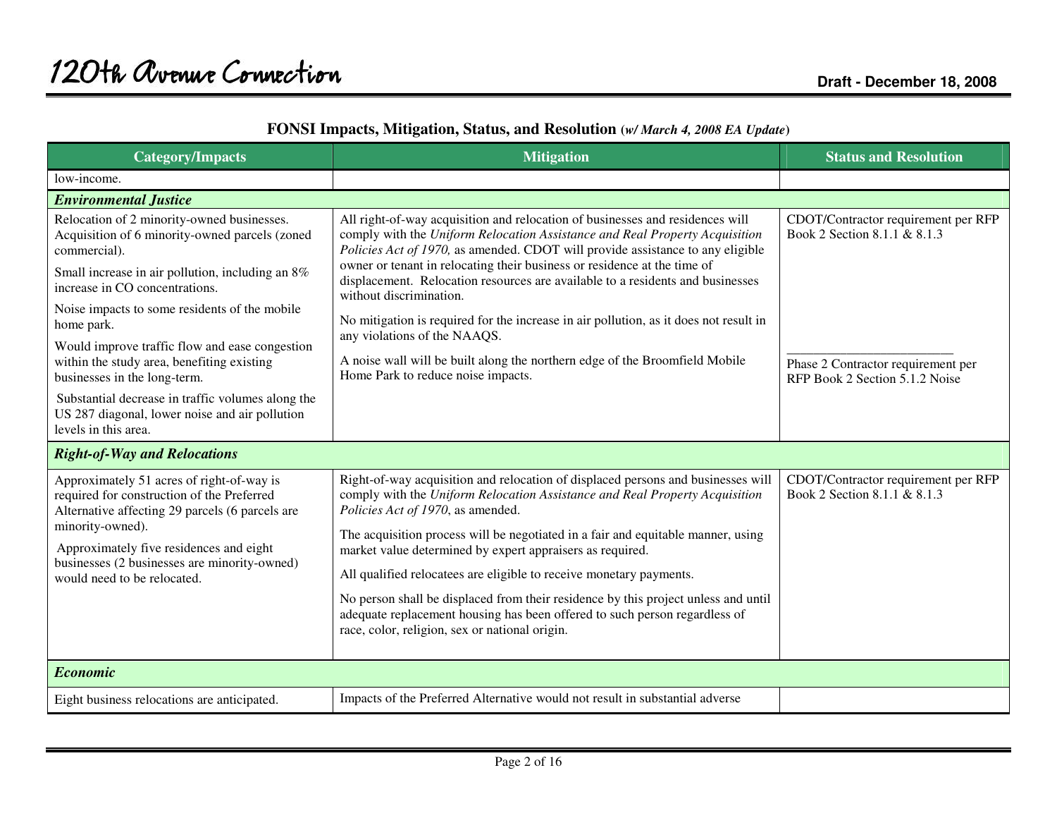## FONSI Impacts, Mitigation, Status, and Resolution (*w/ March 4, 2008 EA Update*)

| Category/Impacts | Mitigation | Status and Resolution |
|---|---|---|
| low-income. | | |
| ***Environmental Justice*** | | |
| Relocation of 2 minority-owned businesses. Acquisition of 6 minority-owned parcels (zoned commercial).<br><br>Small increase in air pollution, including an 8% increase in CO concentrations.<br><br>Noise impacts to some residents of the mobile home park.<br><br>Would improve traffic flow and ease congestion within the study area, benefiting existing businesses in the long-term.<br><br>Substantial decrease in traffic volumes along the US 287 diagonal, lower noise and air pollution levels in this area. | All right-of-way acquisition and relocation of businesses and residences will comply with the *Uniform Relocation Assistance and Real Property Acquisition Policies Act of 1970,* as amended. CDOT will provide assistance to any eligible owner or tenant in relocating their business or residence at the time of displacement. Relocation resources are available to a residents and businesses without discrimination.<br><br>No mitigation is required for the increase in air pollution, as it does not result in any violations of the NAAQS.<br><br>A noise wall will be built along the northern edge of the Broomfield Mobile Home Park to reduce noise impacts. | CDOT/Contractor requirement per RFP Book 2 Section 8.1.1 & 8.1.3<br><br>______________________<br>Phase 2 Contractor requirement per RFP Book 2 Section 5.1.2 Noise |
| ***Right-of-Way and Relocations*** | | |
| Approximately 51 acres of right-of-way is required for construction of the Preferred Alternative affecting 29 parcels (6 parcels are minority-owned).<br><br>Approximately five residences and eight businesses (2 businesses are minority-owned) would need to be relocated. | Right-of-way acquisition and relocation of displaced persons and businesses will comply with the *Uniform Relocation Assistance and Real Property Acquisition Policies Act of 1970*, as amended.<br><br>The acquisition process will be negotiated in a fair and equitable manner, using market value determined by expert appraisers as required.<br><br>All qualified relocatees are eligible to receive monetary payments.<br><br>No person shall be displaced from their residence by this project unless and until adequate replacement housing has been offered to such person regardless of race, color, religion, sex or national origin. | CDOT/Contractor requirement per RFP Book 2 Section 8.1.1 & 8.1.3 |
| ***Economic*** | | |
| Eight business relocations are anticipated. | Impacts of the Preferred Alternative would not result in substantial adverse | |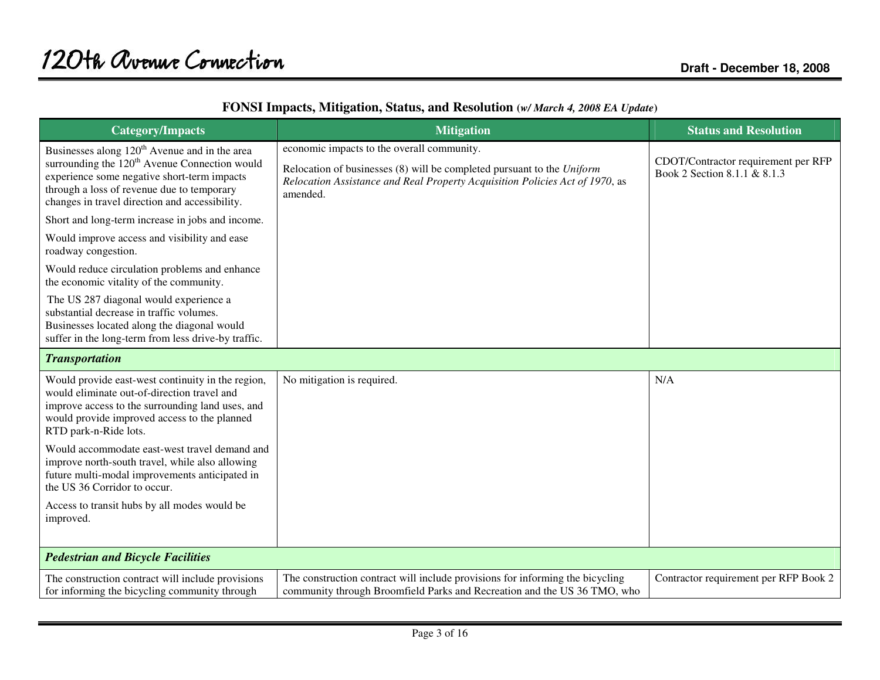**FONSI Impacts, Mitigation, Status, and Resolution** *(w/ March 4, 2008 EA Update)*

| Category/Impacts | Mitigation | Status and Resolution |
|---|---|---|
| Businesses along 120th Avenue and in the area surrounding the 120th Avenue Connection would experience some negative short-term impacts through a loss of revenue due to temporary changes in travel direction and accessibility.<br><br>Short and long-term increase in jobs and income.<br><br>Would improve access and visibility and ease roadway congestion.<br><br>Would reduce circulation problems and enhance the economic vitality of the community.<br><br>The US 287 diagonal would experience a substantial decrease in traffic volumes. Businesses located along the diagonal would suffer in the long-term from less drive-by traffic. | economic impacts to the overall community.<br><br>Relocation of businesses (8) will be completed pursuant to the *Uniform Relocation Assistance and Real Property Acquisition Policies Act of 1970*, as amended. | CDOT/Contractor requirement per RFP Book 2 Section 8.1.1 & 8.1.3 |
| ***Transportation*** | | |
| Would provide east-west continuity in the region, would eliminate out-of-direction travel and improve access to the surrounding land uses, and would provide improved access to the planned RTD park-n-Ride lots.<br><br>Would accommodate east-west travel demand and improve north-south travel, while also allowing future multi-modal improvements anticipated in the US 36 Corridor to occur.<br><br>Access to transit hubs by all modes would be improved. | No mitigation is required. | N/A |
| ***Pedestrian and Bicycle Facilities*** | | |
| The construction contract will include provisions for informing the bicycling community through | The construction contract will include provisions for informing the bicycling community through Broomfield Parks and Recreation and the US 36 TMO, who | Contractor requirement per RFP Book 2 |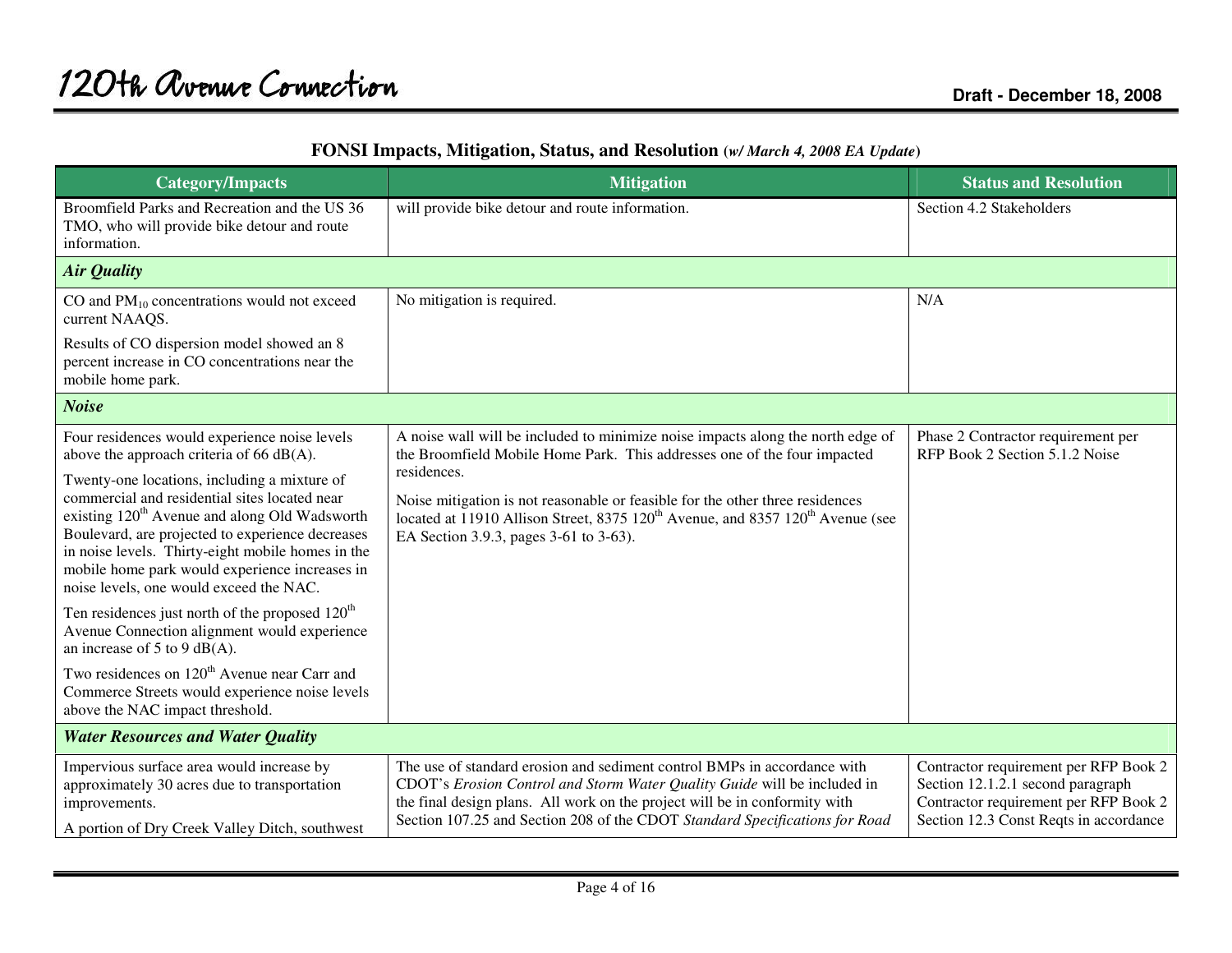## FONSI Impacts, Mitigation, Status, and Resolution (*w/ March 4, 2008 EA Update*)

| Category/Impacts | Mitigation | Status and Resolution |
|---|---|---|
| Broomfield Parks and Recreation and the US 36 TMO, who will provide bike detour and route information. | will provide bike detour and route information. | Section 4.2 Stakeholders |
| ***Air Quality*** | | |
| CO and $PM_{10}$ concentrations would not exceed current NAAQS.<br><br>Results of CO dispersion model showed an 8 percent increase in CO concentrations near the mobile home park. | No mitigation is required. | N/A |
| ***Noise*** | | |
| Four residences would experience noise levels above the approach criteria of 66 dB(A).<br><br>Twenty-one locations, including a mixture of commercial and residential sites located near existing 120th Avenue and along Old Wadsworth Boulevard, are projected to experience decreases in noise levels. Thirty-eight mobile homes in the mobile home park would experience increases in noise levels, one would exceed the NAC.<br><br>Ten residences just north of the proposed 120th Avenue Connection alignment would experience an increase of 5 to 9 dB(A).<br><br>Two residences on 120th Avenue near Carr and Commerce Streets would experience noise levels above the NAC impact threshold. | A noise wall will be included to minimize noise impacts along the north edge of the Broomfield Mobile Home Park. This addresses one of the four impacted residences.<br><br>Noise mitigation is not reasonable or feasible for the other three residences located at 11910 Allison Street, 8375 120th Avenue, and 8357 120th Avenue (see EA Section 3.9.3, pages 3-61 to 3-63). | Phase 2 Contractor requirement per RFP Book 2 Section 5.1.2 Noise |
| ***Water Resources and Water Quality*** | | |
| Impervious surface area would increase by approximately 30 acres due to transportation improvements.<br><br>A portion of Dry Creek Valley Ditch, southwest | The use of standard erosion and sediment control BMPs in accordance with CDOT's *Erosion Control and Storm Water Quality Guide* will be included in the final design plans. All work on the project will be in conformity with Section 107.25 and Section 208 of the CDOT *Standard Specifications for Road* | Contractor requirement per RFP Book 2 Section 12.1.2.1 second paragraph<br>Contractor requirement per RFP Book 2 Section 12.3 Const Reqts in accordance |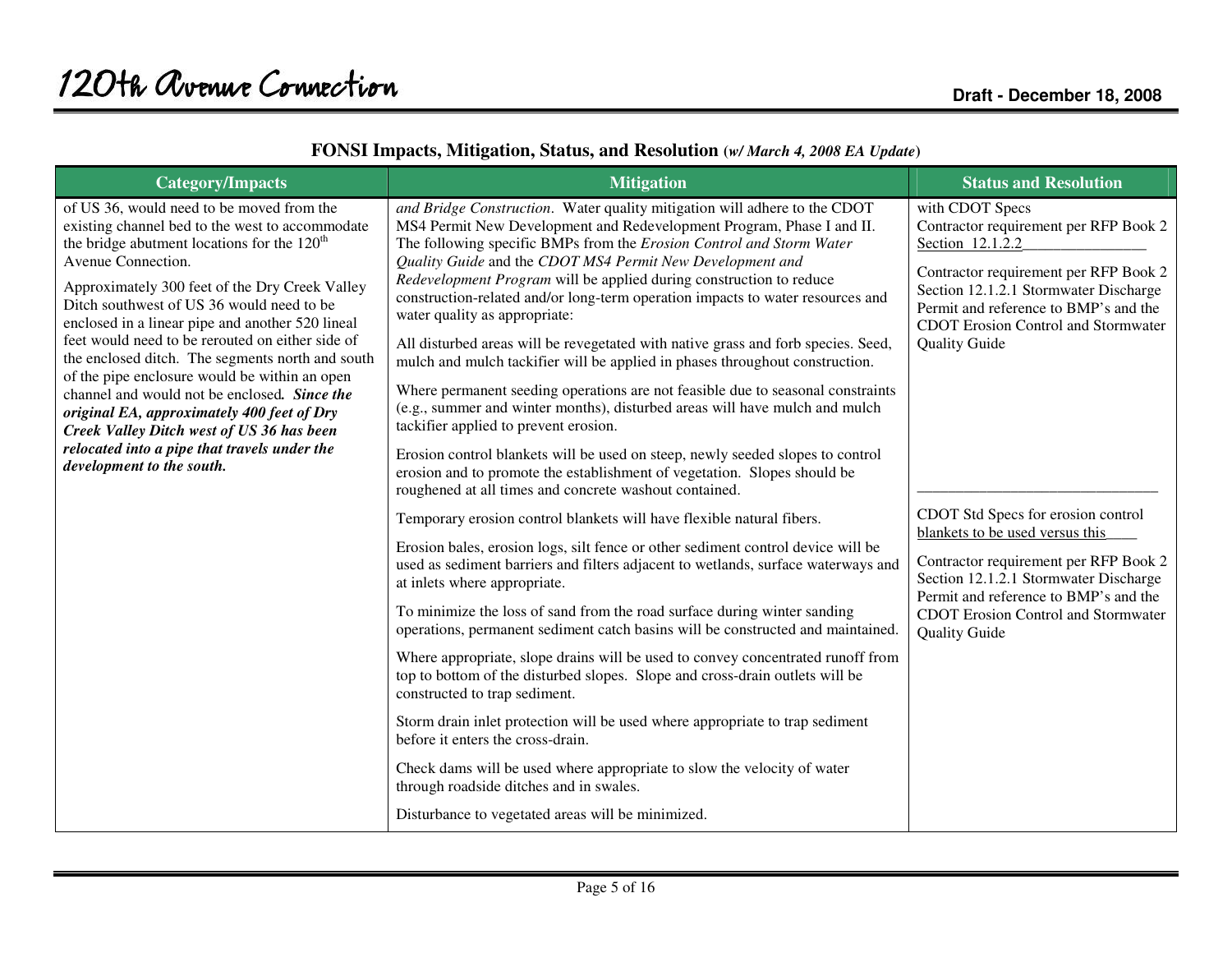## FONSI Impacts, Mitigation, Status, and Resolution (*w/ March 4, 2008 EA Update*)

| Category/Impacts | Mitigation | Status and Resolution |
|---|---|---|
| of US 36, would need to be moved from the existing channel bed to the west to accommodate the bridge abutment locations for the 120th Avenue Connection.<br><br>Approximately 300 feet of the Dry Creek Valley Ditch southwest of US 36 would need to be enclosed in a linear pipe and another 520 lineal feet would need to be rerouted on either side of the enclosed ditch. The segments north and south of the pipe enclosure would be within an open channel and would not be enclosed. ***Since the original EA, approximately 400 feet of Dry Creek Valley Ditch west of US 36 has been relocated into a pipe that travels under the development to the south.*** | *and Bridge Construction*. Water quality mitigation will adhere to the CDOT MS4 Permit New Development and Redevelopment Program, Phase I and II. The following specific BMPs from the *Erosion Control and Storm Water Quality Guide* and the *CDOT MS4 Permit New Development and Redevelopment Program* will be applied during construction to reduce construction-related and/or long-term operation impacts to water resources and water quality as appropriate:<br><br>All disturbed areas will be revegetated with native grass and forb species. Seed, mulch and mulch tackifier will be applied in phases throughout construction.<br><br>Where permanent seeding operations are not feasible due to seasonal constraints (e.g., summer and winter months), disturbed areas will have mulch and mulch tackifier applied to prevent erosion.<br><br>Erosion control blankets will be used on steep, newly seeded slopes to control erosion and to promote the establishment of vegetation. Slopes should be roughened at all times and concrete washout contained.<br><br>Temporary erosion control blankets will have flexible natural fibers.<br><br>Erosion bales, erosion logs, silt fence or other sediment control device will be used as sediment barriers and filters adjacent to wetlands, surface waterways and at inlets where appropriate.<br><br>To minimize the loss of sand from the road surface during winter sanding operations, permanent sediment catch basins will be constructed and maintained.<br><br>Where appropriate, slope drains will be used to convey concentrated runoff from top to bottom of the disturbed slopes. Slope and cross-drain outlets will be constructed to trap sediment.<br><br>Storm drain inlet protection will be used where appropriate to trap sediment before it enters the cross-drain.<br><br>Check dams will be used where appropriate to slow the velocity of water through roadside ditches and in swales.<br><br>Disturbance to vegetated areas will be minimized. | with CDOT Specs<br>Contractor requirement per RFP Book 2 Section 12.1.2.2________________<br><br>Contractor requirement per RFP Book 2 Section 12.1.2.1 Stormwater Discharge Permit and reference to BMP's and the CDOT Erosion Control and Stormwater Quality Guide<br><br>_______________________________<br><br>CDOT Std Specs for erosion control blankets to be used versus this____<br><br>Contractor requirement per RFP Book 2 Section 12.1.2.1 Stormwater Discharge Permit and reference to BMP's and the CDOT Erosion Control and Stormwater Quality Guide |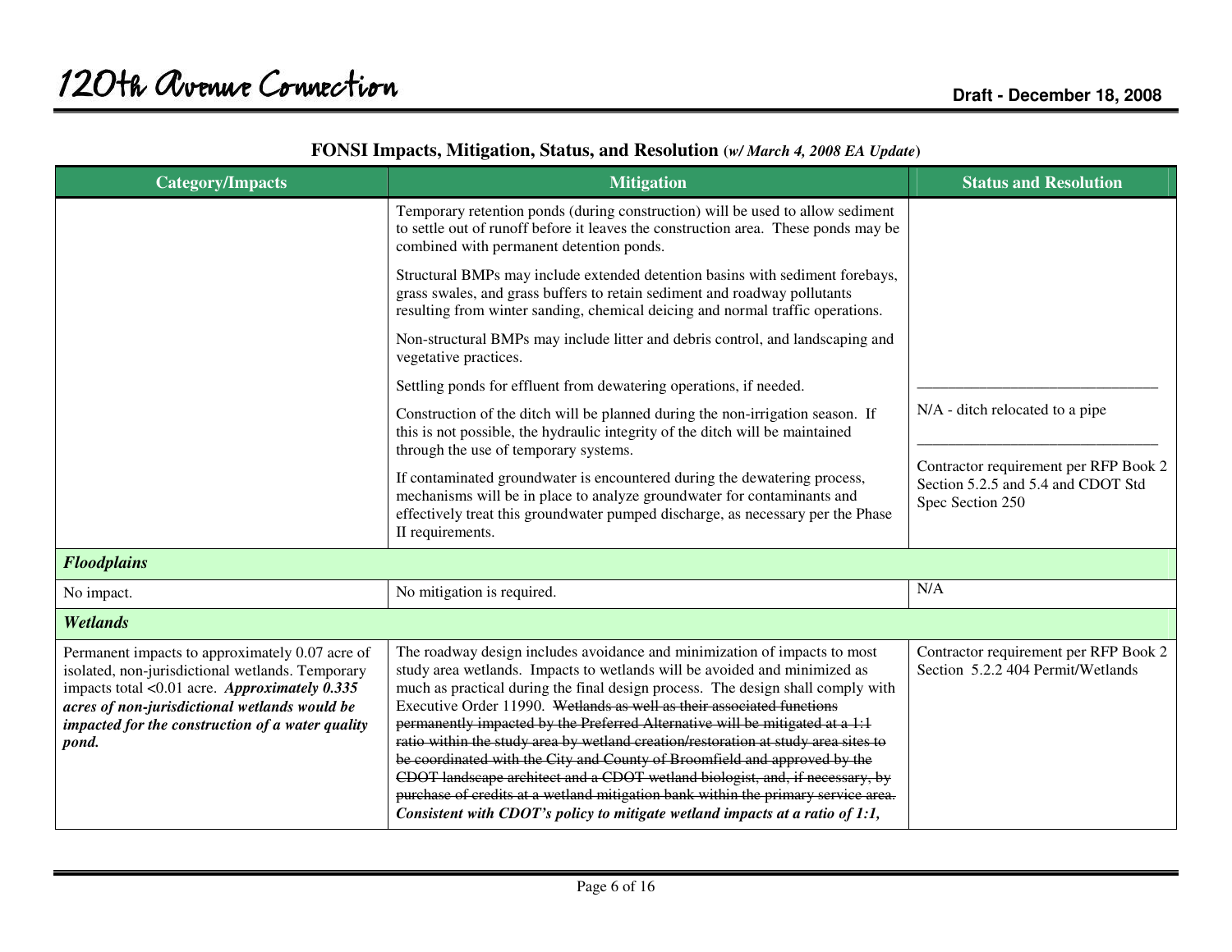**FONSI Impacts, Mitigation, Status, and Resolution** *(w/ March 4, 2008 EA Update)*

| Category/Impacts | Mitigation | Status and Resolution |
|---|---|---|
| | Temporary retention ponds (during construction) will be used to allow sediment to settle out of runoff before it leaves the construction area. These ponds may be combined with permanent detention ponds.<br><br>Structural BMPs may include extended detention basins with sediment forebays, grass swales, and grass buffers to retain sediment and roadway pollutants resulting from winter sanding, chemical deicing and normal traffic operations.<br><br>Non-structural BMPs may include litter and debris control, and landscaping and vegetative practices.<br><br>Settling ponds for effluent from dewatering operations, if needed. | ______________________________ |
| | Construction of the ditch will be planned during the non-irrigation season. If this is not possible, the hydraulic integrity of the ditch will be maintained through the use of temporary systems. | N/A - ditch relocated to a pipe<br>______________________________ |
| | If contaminated groundwater is encountered during the dewatering process, mechanisms will be in place to analyze groundwater for contaminants and effectively treat this groundwater pumped discharge, as necessary per the Phase II requirements. | Contractor requirement per RFP Book 2 Section 5.2.5 and 5.4 and CDOT Std Spec Section 250 |
| ***Floodplains*** | | |
| No impact. | No mitigation is required. | N/A |
| ***Wetlands*** | | |
| Permanent impacts to approximately 0.07 acre of isolated, non-jurisdictional wetlands. Temporary impacts total <0.01 acre. ***Approximately 0.335 acres of non-jurisdictional wetlands would be impacted for the construction of a water quality pond.*** | The roadway design includes avoidance and minimization of impacts to most study area wetlands. Impacts to wetlands will be avoided and minimized as much as practical during the final design process. The design shall comply with Executive Order 11990. ~~Wetlands as well as their associated functions permanently impacted by the Preferred Alternative will be mitigated at a 1:1 ratio within the study area by wetland creation/restoration at study area sites to be coordinated with the City and County of Broomfield and approved by the CDOT landscape architect and a CDOT wetland biologist, and, if necessary, by purchase of credits at a wetland mitigation bank within the primary service area.~~ ***Consistent with CDOT's policy to mitigate wetland impacts at a ratio of 1:1,*** | Contractor requirement per RFP Book 2 Section 5.2.2 404 Permit/Wetlands |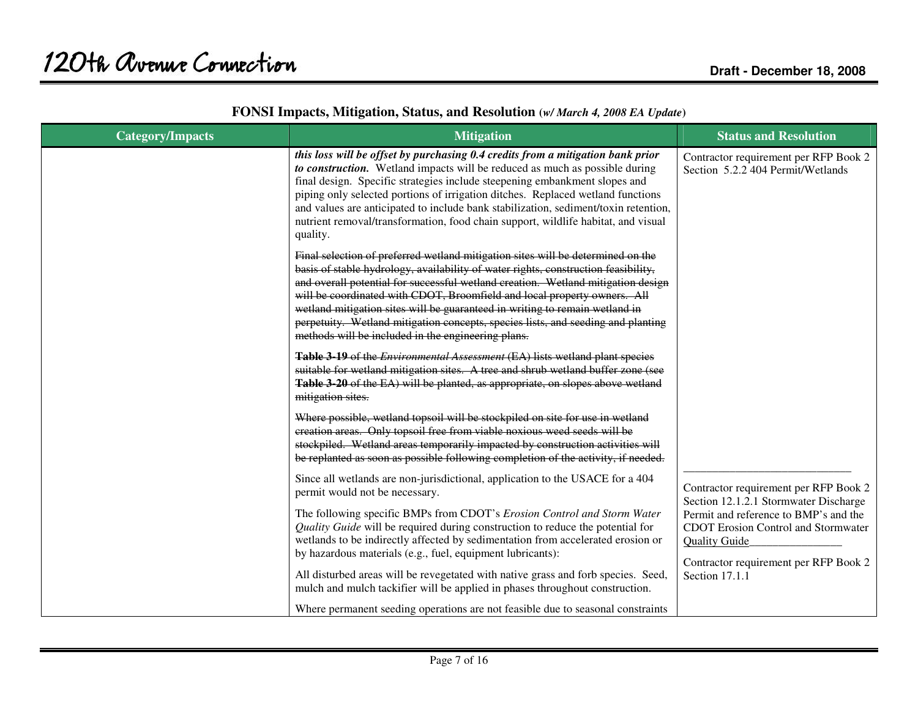## FONSI Impacts, Mitigation, Status, and Resolution (*w/ March 4, 2008 EA Update*)

| Category/Impacts | Mitigation | Status and Resolution |
|---|---|---|
| | ***this loss will be offset by purchasing 0.4 credits from a mitigation bank prior to construction.*** Wetland impacts will be reduced as much as possible during final design. Specific strategies include steepening embankment slopes and piping only selected portions of irrigation ditches. Replaced wetland functions and values are anticipated to include bank stabilization, sediment/toxin retention, nutrient removal/transformation, food chain support, wildlife habitat, and visual quality.<br><br>~~Final selection of preferred wetland mitigation sites will be determined on the basis of stable hydrology, availability of water rights, construction feasibility, and overall potential for successful wetland creation. Wetland mitigation design will be coordinated with CDOT, Broomfield and local property owners. All wetland mitigation sites will be guaranteed in writing to remain wetland in perpetuity. Wetland mitigation concepts, species lists, and seeding and planting methods will be included in the engineering plans.~~<br><br>~~**Table 3-19** of the *Environmental Assessment* (EA) lists wetland plant species suitable for wetland mitigation sites. A tree and shrub wetland buffer zone (see **Table 3-20** of the EA) will be planted, as appropriate, on slopes above wetland mitigation sites.~~<br><br>~~Where possible, wetland topsoil will be stockpiled on site for use in wetland creation areas. Only topsoil free from viable noxious weed seeds will be stockpiled. Wetland areas temporarily impacted by construction activities will be replanted as soon as possible following completion of the activity, if needed.~~<br><br>Since all wetlands are non-jurisdictional, application to the USACE for a 404 permit would not be necessary.<br><br>The following specific BMPs from CDOT's *Erosion Control and Storm Water Quality Guide* will be required during construction to reduce the potential for wetlands to be indirectly affected by sedimentation from accelerated erosion or by hazardous materials (e.g., fuel, equipment lubricants):<br><br>All disturbed areas will be revegetated with native grass and forb species. Seed, mulch and mulch tackifier will be applied in phases throughout construction.<br><br>Where permanent seeding operations are not feasible due to seasonal constraints | Contractor requirement per RFP Book 2 Section 5.2.2 404 Permit/Wetlands<br><br>_____________________________<br><br>Contractor requirement per RFP Book 2 Section 12.1.2.1 Stormwater Discharge Permit and reference to BMP's and the CDOT Erosion Control and Stormwater Quality Guide________________<br><br>Contractor requirement per RFP Book 2 Section 17.1.1 |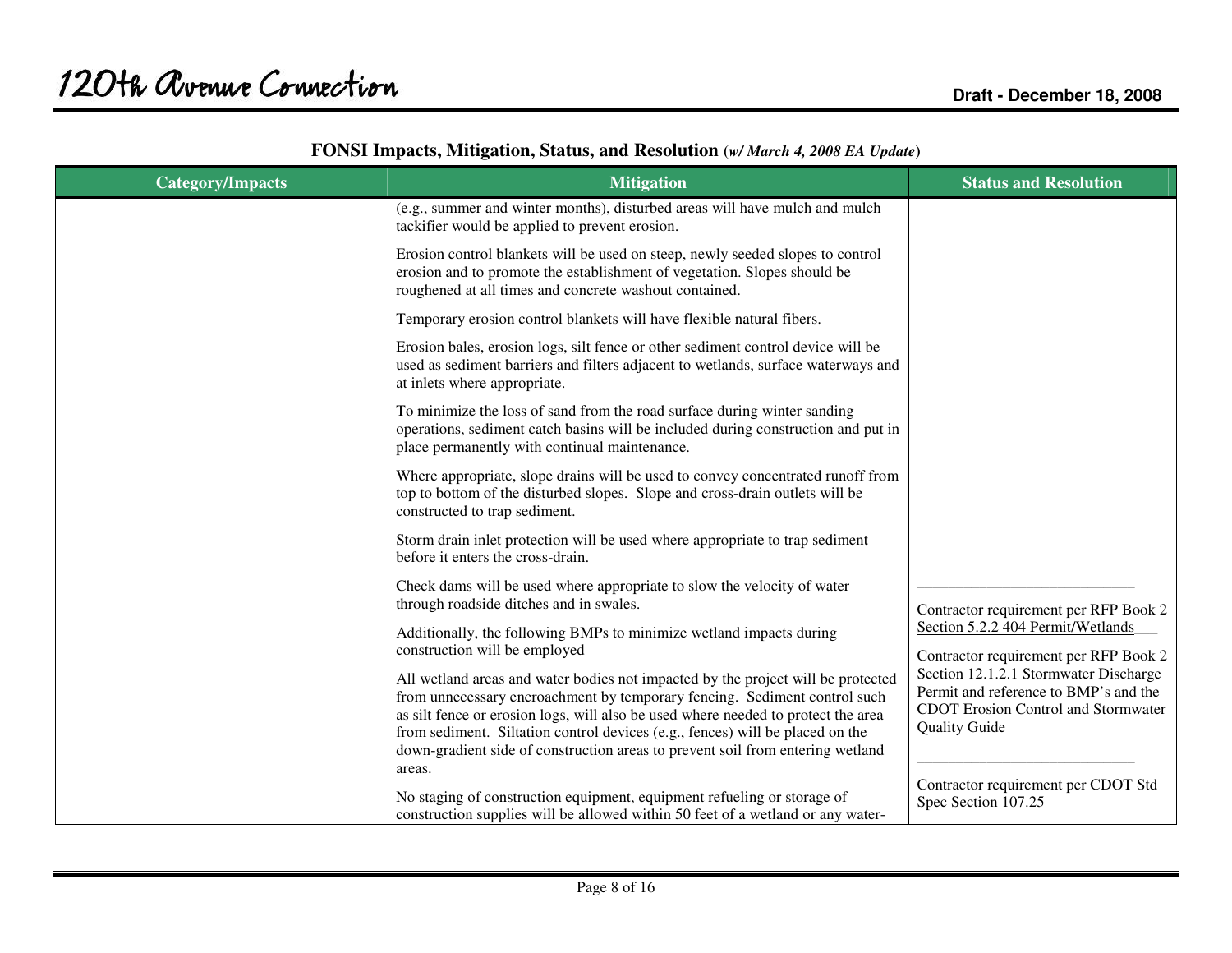## FONSI Impacts, Mitigation, Status, and Resolution (*w/ March 4, 2008 EA Update*)

| Category/Impacts | Mitigation | Status and Resolution |
|---|---|---|
| | (e.g., summer and winter months), disturbed areas will have mulch and mulch tackifier would be applied to prevent erosion.<br><br>Erosion control blankets will be used on steep, newly seeded slopes to control erosion and to promote the establishment of vegetation. Slopes should be roughened at all times and concrete washout contained.<br><br>Temporary erosion control blankets will have flexible natural fibers.<br><br>Erosion bales, erosion logs, silt fence or other sediment control device will be used as sediment barriers and filters adjacent to wetlands, surface waterways and at inlets where appropriate.<br><br>To minimize the loss of sand from the road surface during winter sanding operations, sediment catch basins will be included during construction and put in place permanently with continual maintenance.<br><br>Where appropriate, slope drains will be used to convey concentrated runoff from top to bottom of the disturbed slopes. Slope and cross-drain outlets will be constructed to trap sediment.<br><br>Storm drain inlet protection will be used where appropriate to trap sediment before it enters the cross-drain.<br><br>Check dams will be used where appropriate to slow the velocity of water through roadside ditches and in swales.<br><br>Additionally, the following BMPs to minimize wetland impacts during construction will be employed<br><br>All wetland areas and water bodies not impacted by the project will be protected from unnecessary encroachment by temporary fencing. Sediment control such as silt fence or erosion logs, will also be used where needed to protect the area from sediment. Siltation control devices (e.g., fences) will be placed on the down-gradient side of construction areas to prevent soil from entering wetland areas.<br><br>No staging of construction equipment, equipment refueling or storage of construction supplies will be allowed within 50 feet of a wetland or any water- | Contractor requirement per RFP Book 2 Section 5.2.2 404 Permit/Wetlands<br><br>Contractor requirement per RFP Book 2 Section 12.1.2.1 Stormwater Discharge Permit and reference to BMP's and the CDOT Erosion Control and Stormwater Quality Guide<br><br>Contractor requirement per CDOT Std Spec Section 107.25 |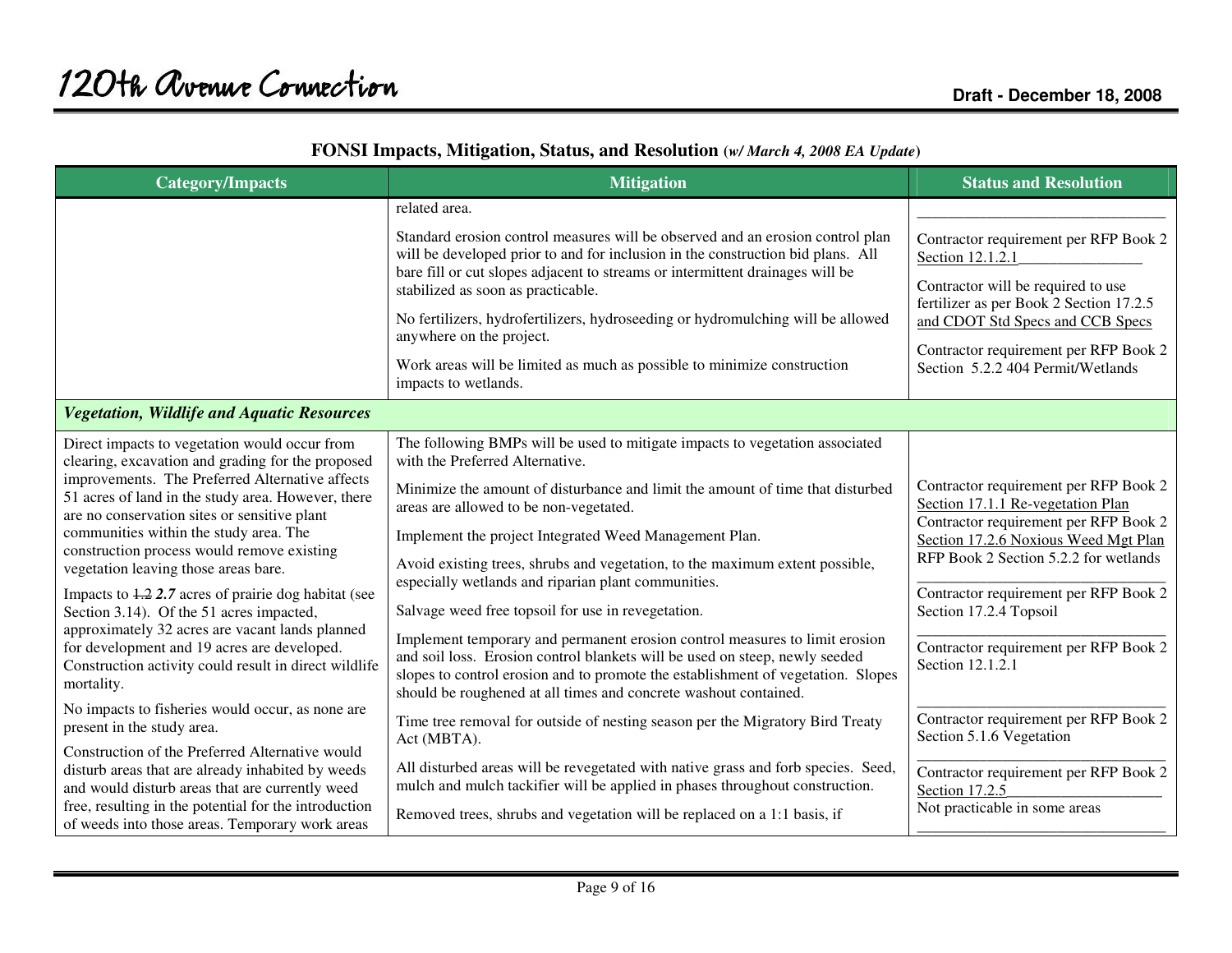## FONSI Impacts, Mitigation, Status, and Resolution (*w/ March 4, 2008 EA Update*)

| Category/Impacts | Mitigation | Status and Resolution |
|---|---|---|
| | related area.<br><br>Standard erosion control measures will be observed and an erosion control plan will be developed prior to and for inclusion in the construction bid plans. All bare fill or cut slopes adjacent to streams or intermittent drainages will be stabilized as soon as practicable.<br><br>No fertilizers, hydrofertilizers, hydroseeding or hydromulching will be allowed anywhere on the project.<br><br>Work areas will be limited as much as possible to minimize construction impacts to wetlands. | Contractor requirement per RFP Book 2 Section 12.1.2.1<br><br>Contractor will be required to use fertilizer as per Book 2 Section 17.2.5 and CDOT Std Specs and CCB Specs<br><br>Contractor requirement per RFP Book 2 Section 5.2.2 404 Permit/Wetlands |
| ***Vegetation, Wildlife and Aquatic Resources*** | | |
| Direct impacts to vegetation would occur from clearing, excavation and grading for the proposed improvements. The Preferred Alternative affects 51 acres of land in the study area. However, there are no conservation sites or sensitive plant communities within the study area. The construction process would remove existing vegetation leaving those areas bare.<br><br>Impacts to ~~1.2~~ ***2.7*** acres of prairie dog habitat (see Section 3.14). Of the 51 acres impacted, approximately 32 acres are vacant lands planned for development and 19 acres are developed. Construction activity could result in direct wildlife mortality.<br><br>No impacts to fisheries would occur, as none are present in the study area.<br><br>Construction of the Preferred Alternative would disturb areas that are already inhabited by weeds and would disturb areas that are currently weed free, resulting in the potential for the introduction of weeds into those areas. Temporary work areas | The following BMPs will be used to mitigate impacts to vegetation associated with the Preferred Alternative.<br><br>Minimize the amount of disturbance and limit the amount of time that disturbed areas are allowed to be non-vegetated.<br><br>Implement the project Integrated Weed Management Plan.<br><br>Avoid existing trees, shrubs and vegetation, to the maximum extent possible, especially wetlands and riparian plant communities.<br><br>Salvage weed free topsoil for use in revegetation.<br><br>Implement temporary and permanent erosion control measures to limit erosion and soil loss. Erosion control blankets will be used on steep, newly seeded slopes to control erosion and to promote the establishment of vegetation. Slopes should be roughened at all times and concrete washout contained.<br><br>Time tree removal for outside of nesting season per the Migratory Bird Treaty Act (MBTA).<br><br>All disturbed areas will be revegetated with native grass and forb species. Seed, mulch and mulch tackifier will be applied in phases throughout construction.<br><br>Removed trees, shrubs and vegetation will be replaced on a 1:1 basis, if | Contractor requirement per RFP Book 2 Section 17.1.1 Re-vegetation Plan<br>Contractor requirement per RFP Book 2 Section 17.2.6 Noxious Weed Mgt Plan<br>RFP Book 2 Section 5.2.2 for wetlands<br><br>Contractor requirement per RFP Book 2 Section 17.2.4 Topsoil<br><br>Contractor requirement per RFP Book 2 Section 12.1.2.1<br><br>Contractor requirement per RFP Book 2 Section 5.1.6 Vegetation<br><br>Contractor requirement per RFP Book 2 Section 17.2.5<br>Not practicable in some areas |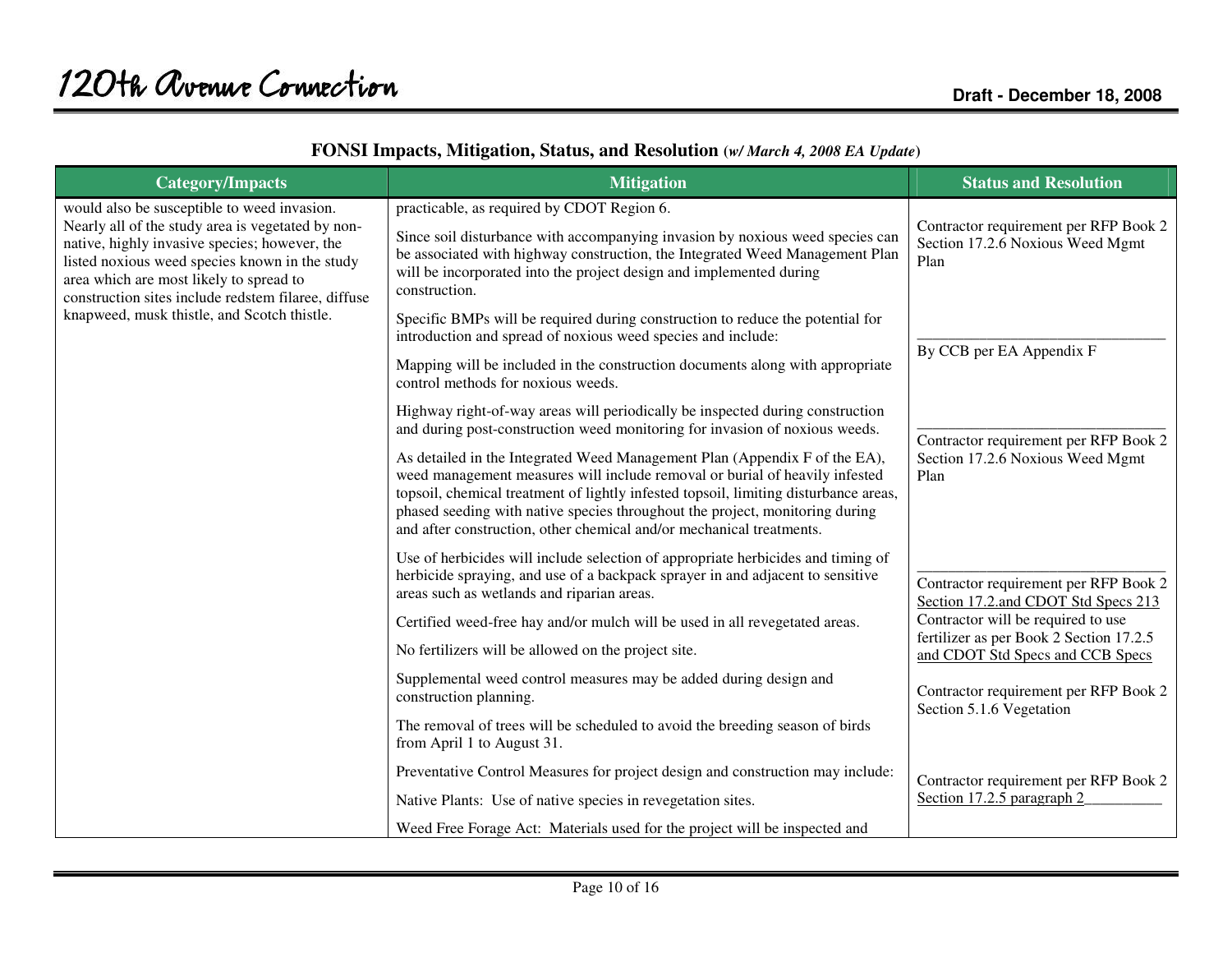## FONSI Impacts, Mitigation, Status, and Resolution *(w/ March 4, 2008 EA Update)*

| Category/Impacts | Mitigation | Status and Resolution |
|---|---|---|
| would also be susceptible to weed invasion. Nearly all of the study area is vegetated by non-native, highly invasive species; however, the listed noxious weed species known in the study area which are most likely to spread to construction sites include redstem filaree, diffuse knapweed, musk thistle, and Scotch thistle. | practicable, as required by CDOT Region 6. | |
| | Since soil disturbance with accompanying invasion by noxious weed species can be associated with highway construction, the Integrated Weed Management Plan will be incorporated into the project design and implemented during construction. | Contractor requirement per RFP Book 2 Section 17.2.6 Noxious Weed Mgmt Plan |
| | Specific BMPs will be required during construction to reduce the potential for introduction and spread of noxious weed species and include: | |
| | Mapping will be included in the construction documents along with appropriate control methods for noxious weeds. | By CCB per EA Appendix F |
| | Highway right-of-way areas will periodically be inspected during construction and during post-construction weed monitoring for invasion of noxious weeds. | |
| | As detailed in the Integrated Weed Management Plan (Appendix F of the EA), weed management measures will include removal or burial of heavily infested topsoil, chemical treatment of lightly infested topsoil, limiting disturbance areas, phased seeding with native species throughout the project, monitoring during and after construction, other chemical and/or mechanical treatments. | Contractor requirement per RFP Book 2 Section 17.2.6 Noxious Weed Mgmt Plan |
| | Use of herbicides will include selection of appropriate herbicides and timing of herbicide spraying, and use of a backpack sprayer in and adjacent to sensitive areas such as wetlands and riparian areas. | Contractor requirement per RFP Book 2 Section 17.2.and CDOT Std Specs 213 |
| | Certified weed-free hay and/or mulch will be used in all revegetated areas. | Contractor will be required to use fertilizer as per Book 2 Section 17.2.5 and CDOT Std Specs and CCB Specs |
| | No fertilizers will be allowed on the project site. | |
| | Supplemental weed control measures may be added during design and construction planning. | Contractor requirement per RFP Book 2 Section 5.1.6 Vegetation |
| | The removal of trees will be scheduled to avoid the breeding season of birds from April 1 to August 31. | |
| | Preventative Control Measures for project design and construction may include: | Contractor requirement per RFP Book 2 Section 17.2.5 paragraph 2 |
| | Native Plants: Use of native species in revegetation sites. | |
| | Weed Free Forage Act: Materials used for the project will be inspected and | |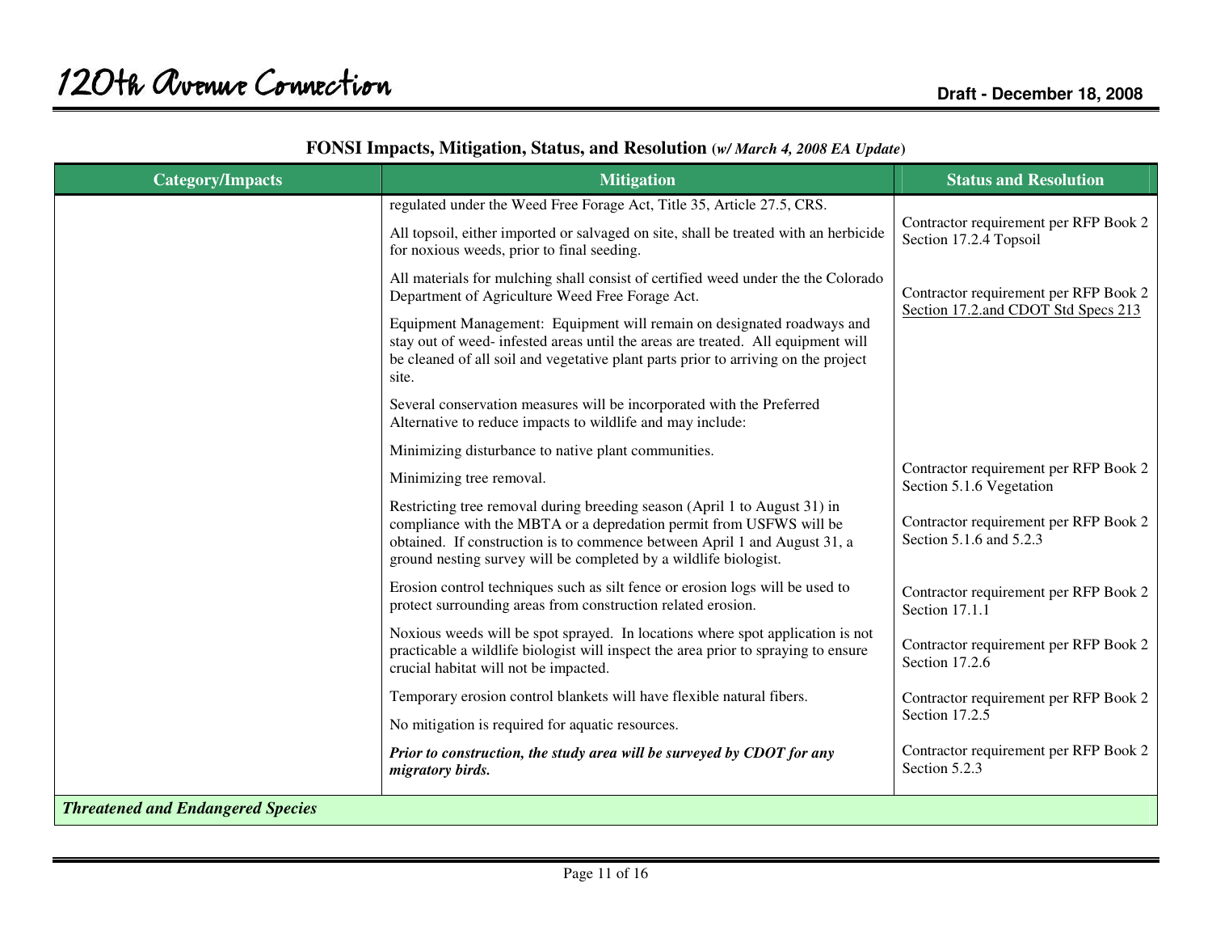## FONSI Impacts, Mitigation, Status, and Resolution (*w/ March 4, 2008 EA Update*)

| Category/Impacts | Mitigation | Status and Resolution |
|---|---|---|
| | regulated under the Weed Free Forage Act, Title 35, Article 27.5, CRS. | |
| | All topsoil, either imported or salvaged on site, shall be treated with an herbicide for noxious weeds, prior to final seeding. | Contractor requirement per RFP Book 2 Section 17.2.4 Topsoil |
| | All materials for mulching shall consist of certified weed under the the Colorado Department of Agriculture Weed Free Forage Act. | Contractor requirement per RFP Book 2 Section 17.2.and CDOT Std Specs 213 |
| | Equipment Management: Equipment will remain on designated roadways and stay out of weed- infested areas until the areas are treated. All equipment will be cleaned of all soil and vegetative plant parts prior to arriving on the project site. | |
| | Several conservation measures will be incorporated with the Preferred Alternative to reduce impacts to wildlife and may include: | |
| | Minimizing disturbance to native plant communities. | |
| | Minimizing tree removal. | Contractor requirement per RFP Book 2 Section 5.1.6 Vegetation |
| | Restricting tree removal during breeding season (April 1 to August 31) in compliance with the MBTA or a depredation permit from USFWS will be obtained. If construction is to commence between April 1 and August 31, a ground nesting survey will be completed by a wildlife biologist. | Contractor requirement per RFP Book 2 Section 5.1.6 and 5.2.3 |
| | Erosion control techniques such as silt fence or erosion logs will be used to protect surrounding areas from construction related erosion. | Contractor requirement per RFP Book 2 Section 17.1.1 |
| | Noxious weeds will be spot sprayed. In locations where spot application is not practicable a wildlife biologist will inspect the area prior to spraying to ensure crucial habitat will not be impacted. | Contractor requirement per RFP Book 2 Section 17.2.6 |
| | Temporary erosion control blankets will have flexible natural fibers. | Contractor requirement per RFP Book 2 Section 17.2.5 |
| | No mitigation is required for aquatic resources. | |
| | ***Prior to construction, the study area will be surveyed by CDOT for any migratory birds.*** | Contractor requirement per RFP Book 2 Section 5.2.3 |
| ***Threatened and Endangered Species*** | | |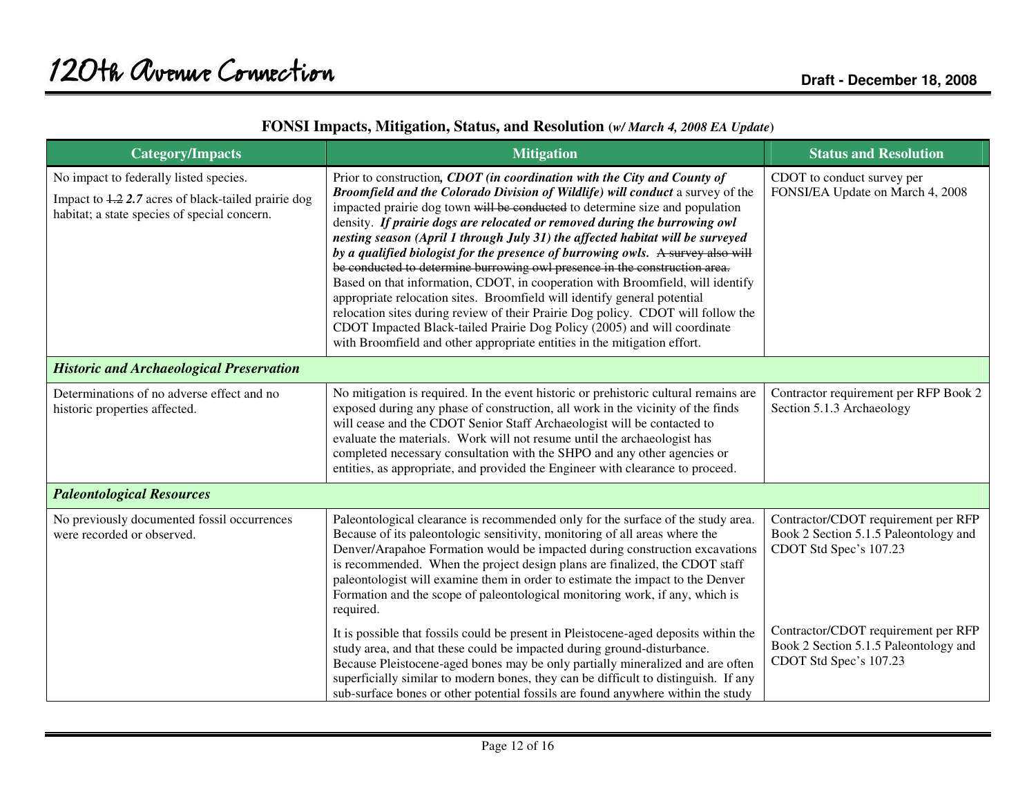## FONSI Impacts, Mitigation, Status, and Resolution (*w/ March 4, 2008 EA Update*)

| Category/Impacts | Mitigation | Status and Resolution |
|---|---|---|
| No impact to federally listed species.<br><br>Impact to ~~1.2~~ ***2.7*** acres of black-tailed prairie dog habitat; a state species of special concern. | Prior to construction***, CDOT (in coordination with the City and County of Broomfield and the Colorado Division of Wildlife) will conduct*** a survey of the impacted prairie dog town ~~will be conducted~~ to determine size and population density. ***If prairie dogs are relocated or removed during the burrowing owl nesting season (April 1 through July 31) the affected habitat will be surveyed by a qualified biologist for the presence of burrowing owls.*** ~~A survey also will be conducted to determine burrowing owl presence in the construction area.~~ Based on that information, CDOT, in cooperation with Broomfield, will identify appropriate relocation sites. Broomfield will identify general potential relocation sites during review of their Prairie Dog policy. CDOT will follow the CDOT Impacted Black-tailed Prairie Dog Policy (2005) and will coordinate with Broomfield and other appropriate entities in the mitigation effort. | CDOT to conduct survey per FONSI/EA Update on March 4, 2008 |
| ***Historic and Archaeological Preservation*** | | |
| Determinations of no adverse effect and no historic properties affected. | No mitigation is required. In the event historic or prehistoric cultural remains are exposed during any phase of construction, all work in the vicinity of the finds will cease and the CDOT Senior Staff Archaeologist will be contacted to evaluate the materials. Work will not resume until the archaeologist has completed necessary consultation with the SHPO and any other agencies or entities, as appropriate, and provided the Engineer with clearance to proceed. | Contractor requirement per RFP Book 2 Section 5.1.3 Archaeology |
| ***Paleontological Resources*** | | |
| No previously documented fossil occurrences were recorded or observed. | Paleontological clearance is recommended only for the surface of the study area. Because of its paleontologic sensitivity, monitoring of all areas where the Denver/Arapahoe Formation would be impacted during construction excavations is recommended. When the project design plans are finalized, the CDOT staff paleontologist will examine them in order to estimate the impact to the Denver Formation and the scope of paleontological monitoring work, if any, which is required. | Contractor/CDOT requirement per RFP Book 2 Section 5.1.5 Paleontology and CDOT Std Spec's 107.23 |
| | It is possible that fossils could be present in Pleistocene-aged deposits within the study area, and that these could be impacted during ground-disturbance. Because Pleistocene-aged bones may be only partially mineralized and are often superficially similar to modern bones, they can be difficult to distinguish. If any sub-surface bones or other potential fossils are found anywhere within the study | Contractor/CDOT requirement per RFP Book 2 Section 5.1.5 Paleontology and CDOT Std Spec's 107.23 |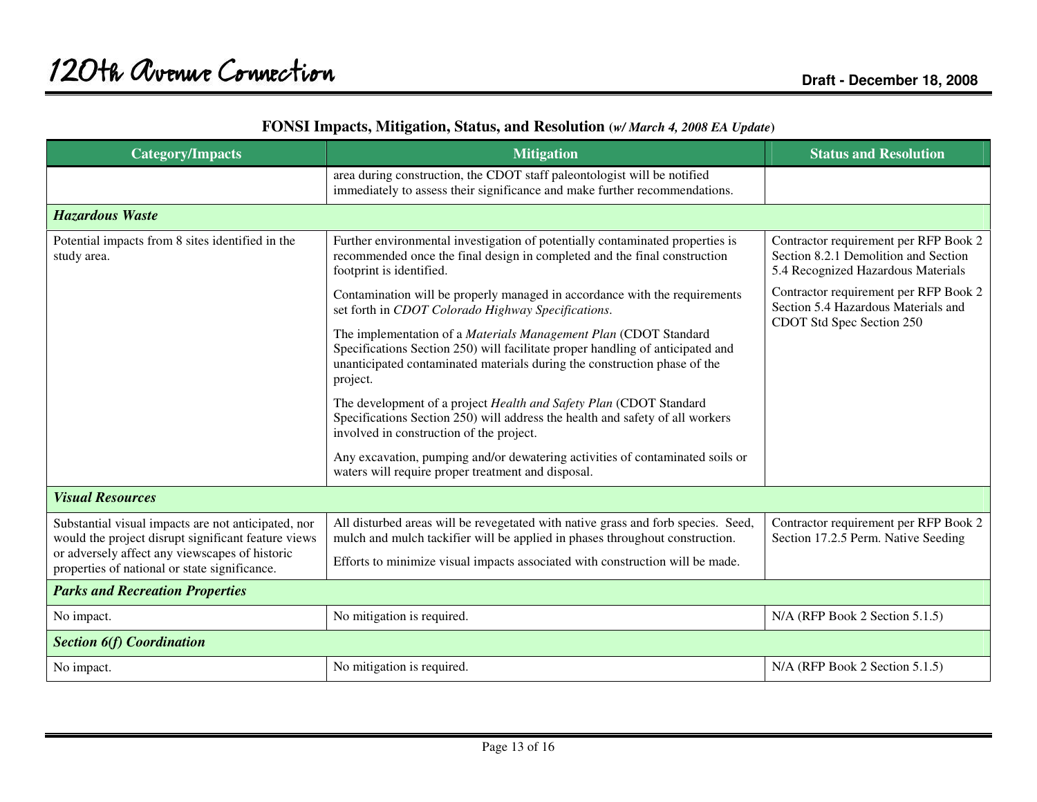## FONSI Impacts, Mitigation, Status, and Resolution (*w/ March 4, 2008 EA Update*)

| Category/Impacts | Mitigation | Status and Resolution |
|---|---|---|
| | area during construction, the CDOT staff paleontologist will be notified immediately to assess their significance and make further recommendations. | |
| ***Hazardous Waste*** | | |
| Potential impacts from 8 sites identified in the study area. | Further environmental investigation of potentially contaminated properties is recommended once the final design in completed and the final construction footprint is identified.<br><br>Contamination will be properly managed in accordance with the requirements set forth in *CDOT Colorado Highway Specifications*.<br><br>The implementation of a *Materials Management Plan* (CDOT Standard Specifications Section 250) will facilitate proper handling of anticipated and unanticipated contaminated materials during the construction phase of the project.<br><br>The development of a project *Health and Safety Plan* (CDOT Standard Specifications Section 250) will address the health and safety of all workers involved in construction of the project.<br><br>Any excavation, pumping and/or dewatering activities of contaminated soils or waters will require proper treatment and disposal. | Contractor requirement per RFP Book 2 Section 8.2.1 Demolition and Section 5.4 Recognized Hazardous Materials<br><br>Contractor requirement per RFP Book 2 Section 5.4 Hazardous Materials and CDOT Std Spec Section 250 |
| ***Visual Resources*** | | |
| Substantial visual impacts are not anticipated, nor would the project disrupt significant feature views or adversely affect any viewscapes of historic properties of national or state significance. | All disturbed areas will be revegetated with native grass and forb species. Seed, mulch and mulch tackifier will be applied in phases throughout construction.<br><br>Efforts to minimize visual impacts associated with construction will be made. | Contractor requirement per RFP Book 2 Section 17.2.5 Perm. Native Seeding |
| ***Parks and Recreation Properties*** | | |
| No impact. | No mitigation is required. | N/A (RFP Book 2 Section 5.1.5) |
| ***Section 6(f) Coordination*** | | |
| No impact. | No mitigation is required. | N/A (RFP Book 2 Section 5.1.5) |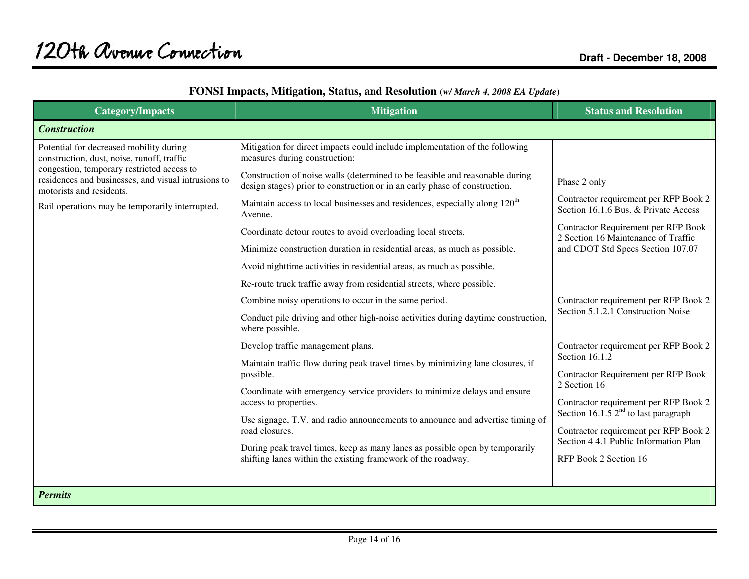## FONSI Impacts, Mitigation, Status, and Resolution (*w/ March 4, 2008 EA Update*)

| Category/Impacts | Mitigation | Status and Resolution |
| --- | --- | --- |
| ***Construction*** | | |
| Potential for decreased mobility during construction, dust, noise, runoff, traffic congestion, temporary restricted access to residences and businesses, and visual intrusions to motorists and residents.<br><br>Rail operations may be temporarily interrupted. | Mitigation for direct impacts could include implementation of the following measures during construction: | |
| | Construction of noise walls (determined to be feasible and reasonable during design stages) prior to construction or in an early phase of construction. | Phase 2 only |
| | Maintain access to local businesses and residences, especially along 120th Avenue. | Contractor requirement per RFP Book 2 Section 16.1.6 Bus. & Private Access |
| | Coordinate detour routes to avoid overloading local streets.<br><br>Minimize construction duration in residential areas, as much as possible.<br><br>Avoid nighttime activities in residential areas, as much as possible.<br><br>Re-route truck traffic away from residential streets, where possible. | Contractor Requirement per RFP Book 2 Section 16 Maintenance of Traffic and CDOT Std Specs Section 107.07 |
| | Combine noisy operations to occur in the same period.<br><br>Conduct pile driving and other high-noise activities during daytime construction, where possible. | Contractor requirement per RFP Book 2 Section 5.1.2.1 Construction Noise |
| | Develop traffic management plans. | Contractor requirement per RFP Book 2 Section 16.1.2 |
| | Maintain traffic flow during peak travel times by minimizing lane closures, if possible. | Contractor Requirement per RFP Book 2 Section 16 |
| | Coordinate with emergency service providers to minimize delays and ensure access to properties. | Contractor requirement per RFP Book 2 Section 16.1.5 2nd to last paragraph |
| | Use signage, T.V. and radio announcements to announce and advertise timing of road closures. | Contractor requirement per RFP Book 2 Section 4 4.1 Public Information Plan |
| | During peak travel times, keep as many lanes as possible open by temporarily shifting lanes within the existing framework of the roadway. | RFP Book 2 Section 16 |
| ***Permits*** | | |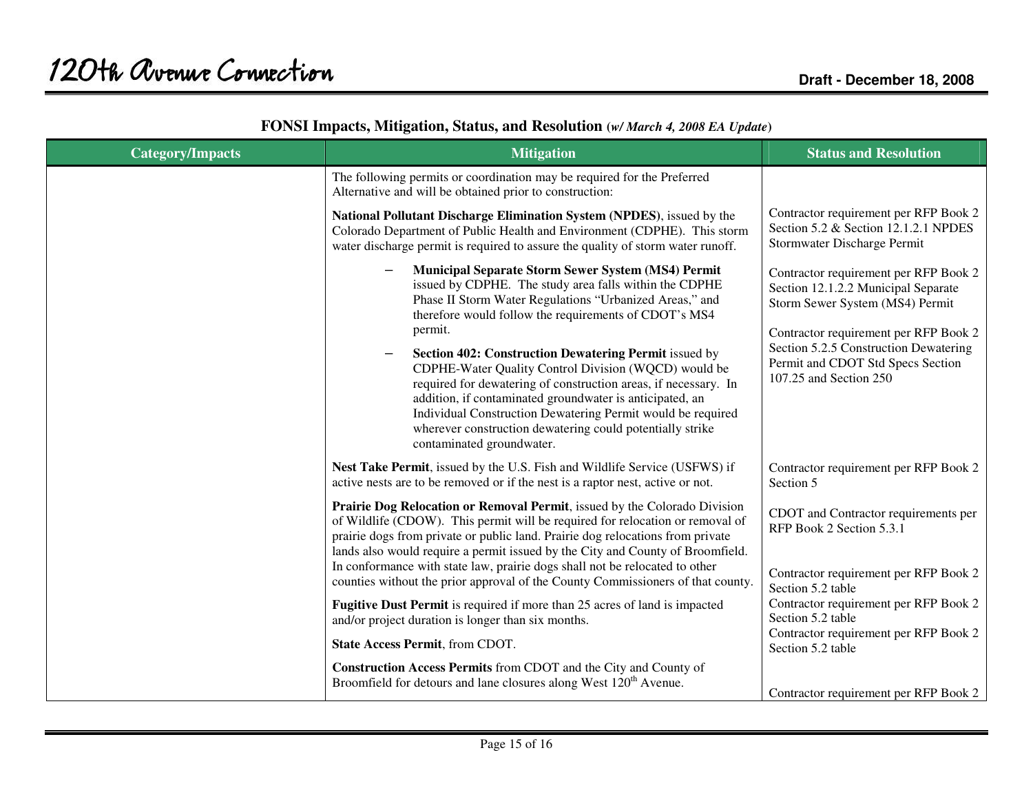## FONSI Impacts, Mitigation, Status, and Resolution *(w/ March 4, 2008 EA Update)*

| Category/Impacts | Mitigation | Status and Resolution |
|---|---|---|
| | The following permits or coordination may be required for the Preferred Alternative and will be obtained prior to construction: | |
| | **National Pollutant Discharge Elimination System (NPDES)**, issued by the Colorado Department of Public Health and Environment (CDPHE). This storm water discharge permit is required to assure the quality of storm water runoff. | Contractor requirement per RFP Book 2 Section 5.2 & Section 12.1.2.1 NPDES Stormwater Discharge Permit |
| | – **Municipal Separate Storm Sewer System (MS4) Permit** issued by CDPHE. The study area falls within the CDPHE Phase II Storm Water Regulations "Urbanized Areas," and therefore would follow the requirements of CDOT's MS4 permit. | Contractor requirement per RFP Book 2 Section 12.1.2.2 Municipal Separate Storm Sewer System (MS4) Permit |
| | – **Section 402: Construction Dewatering Permit** issued by CDPHE-Water Quality Control Division (WQCD) would be required for dewatering of construction areas, if necessary. In addition, if contaminated groundwater is anticipated, an Individual Construction Dewatering Permit would be required wherever construction dewatering could potentially strike contaminated groundwater. | Contractor requirement per RFP Book 2 Section 5.2.5 Construction Dewatering Permit and CDOT Std Specs Section 107.25 and Section 250 |
| | **Nest Take Permit**, issued by the U.S. Fish and Wildlife Service (USFWS) if active nests are to be removed or if the nest is a raptor nest, active or not. | Contractor requirement per RFP Book 2 Section 5 |
| | **Prairie Dog Relocation or Removal Permit**, issued by the Colorado Division of Wildlife (CDOW). This permit will be required for relocation or removal of prairie dogs from private or public land. Prairie dog relocations from private lands also would require a permit issued by the City and County of Broomfield. In conformance with state law, prairie dogs shall not be relocated to other counties without the prior approval of the County Commissioners of that county. | CDOT and Contractor requirements per RFP Book 2 Section 5.3.1<br><br>Contractor requirement per RFP Book 2 Section 5.2 table |
| | **Fugitive Dust Permit** is required if more than 25 acres of land is impacted and/or project duration is longer than six months. | Contractor requirement per RFP Book 2 Section 5.2 table |
| | **State Access Permit**, from CDOT. | Contractor requirement per RFP Book 2 Section 5.2 table |
| | **Construction Access Permits** from CDOT and the City and County of Broomfield for detours and lane closures along West 120th Avenue. | Contractor requirement per RFP Book 2 |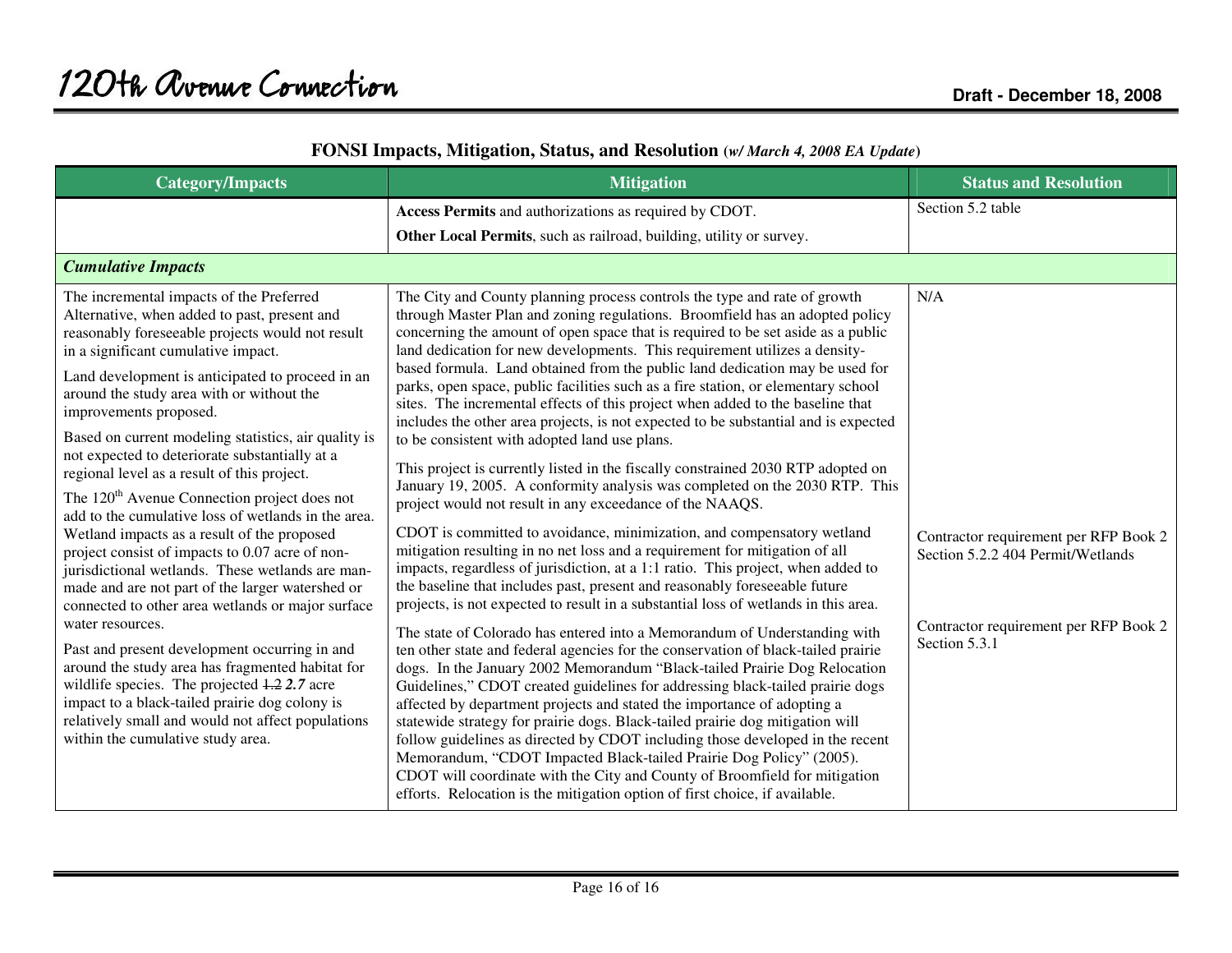## FONSI Impacts, Mitigation, Status, and Resolution *(w/ March 4, 2008 EA Update)*

| Category/Impacts | Mitigation | Status and Resolution |
| --- | --- | --- |
| | **Access Permits** and authorizations as required by CDOT.<br>**Other Local Permits**, such as railroad, building, utility or survey. | Section 5.2 table |
| ***Cumulative Impacts*** | | |
| The incremental impacts of the Preferred Alternative, when added to past, present and reasonably foreseeable projects would not result in a significant cumulative impact.<br>Land development is anticipated to proceed in an around the study area with or without the improvements proposed. | The City and County planning process controls the type and rate of growth through Master Plan and zoning regulations. Broomfield has an adopted policy concerning the amount of open space that is required to be set aside as a public land dedication for new developments. This requirement utilizes a density-based formula. Land obtained from the public land dedication may be used for parks, open space, public facilities such as a fire station, or elementary school sites. The incremental effects of this project when added to the baseline that includes the other area projects, is not expected to be substantial and is expected to be consistent with adopted land use plans. | N/A |
| Based on current modeling statistics, air quality is not expected to deteriorate substantially at a regional level as a result of this project. | This project is currently listed in the fiscally constrained 2030 RTP adopted on January 19, 2005. A conformity analysis was completed on the 2030 RTP. This project would not result in any exceedance of the NAAQS. | |
| The 120th Avenue Connection project does not add to the cumulative loss of wetlands in the area. Wetland impacts as a result of the proposed project consist of impacts to 0.07 acre of non-jurisdictional wetlands. These wetlands are man-made and are not part of the larger watershed or connected to other area wetlands or major surface water resources. | CDOT is committed to avoidance, minimization, and compensatory wetland mitigation resulting in no net loss and a requirement for mitigation of all impacts, regardless of jurisdiction, at a 1:1 ratio. This project, when added to the baseline that includes past, present and reasonably foreseeable future projects, is not expected to result in a substantial loss of wetlands in this area. | Contractor requirement per RFP Book 2 Section 5.2.2 404 Permit/Wetlands |
| Past and present development occurring in and around the study area has fragmented habitat for wildlife species. The projected ~~1.2~~ ***2.7*** acre impact to a black-tailed prairie dog colony is relatively small and would not affect populations within the cumulative study area. | The state of Colorado has entered into a Memorandum of Understanding with ten other state and federal agencies for the conservation of black-tailed prairie dogs. In the January 2002 Memorandum "Black-tailed Prairie Dog Relocation Guidelines," CDOT created guidelines for addressing black-tailed prairie dogs affected by department projects and stated the importance of adopting a statewide strategy for prairie dogs. Black-tailed prairie dog mitigation will follow guidelines as directed by CDOT including those developed in the recent Memorandum, "CDOT Impacted Black-tailed Prairie Dog Policy" (2005). CDOT will coordinate with the City and County of Broomfield for mitigation efforts. Relocation is the mitigation option of first choice, if available. | Contractor requirement per RFP Book 2 Section 5.3.1 |